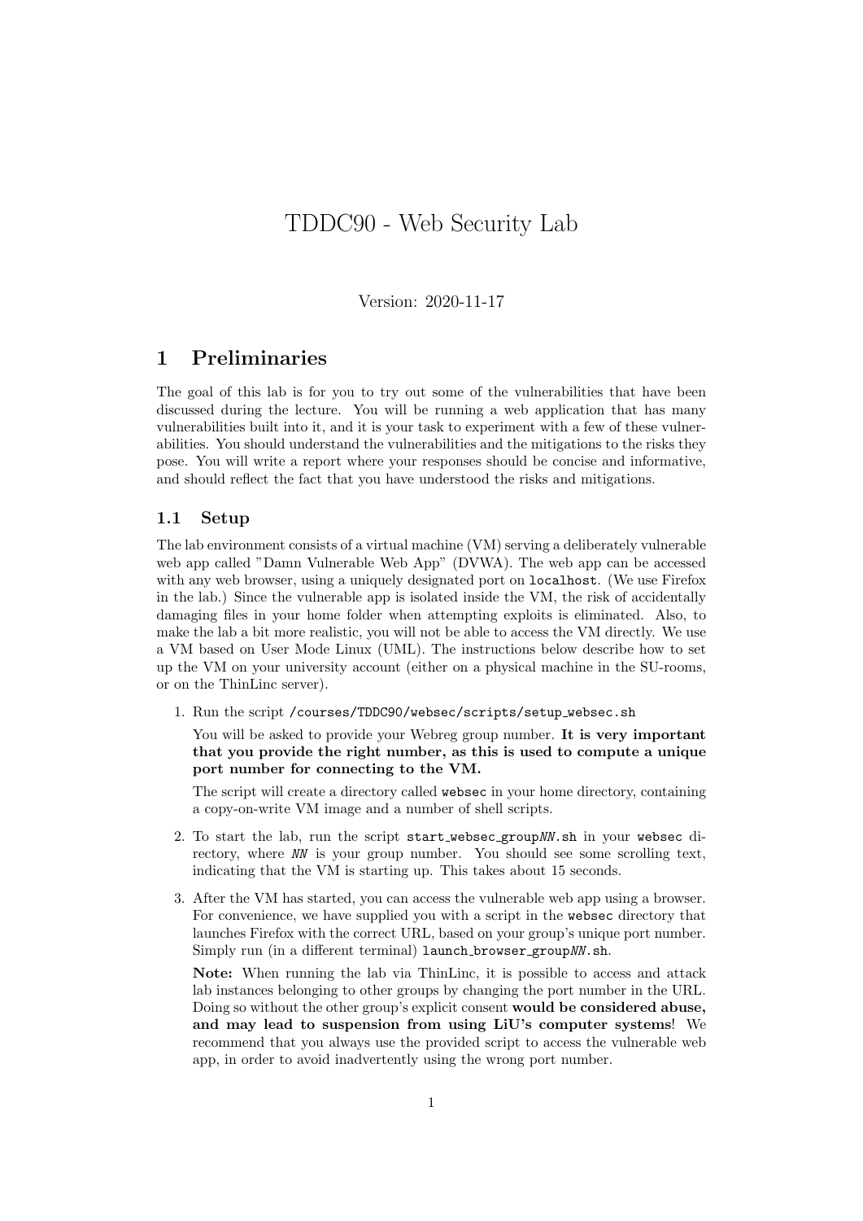# TDDC90 - Web Security Lab

Version: 2020-11-17

## 1 Preliminaries

The goal of this lab is for you to try out some of the vulnerabilities that have been discussed during the lecture. You will be running a web application that has many vulnerabilities built into it, and it is your task to experiment with a few of these vulnerabilities. You should understand the vulnerabilities and the mitigations to the risks they pose. You will write a report where your responses should be concise and informative, and should reflect the fact that you have understood the risks and mitigations.

### 1.1 Setup

The lab environment consists of a virtual machine (VM) serving a deliberately vulnerable web app called "Damn Vulnerable Web App" (DVWA). The web app can be accessed with any web browser, using a uniquely designated port on `localhost`. (We use Firefox in the lab.) Since the vulnerable app is isolated inside the VM, the risk of accidentally damaging files in your home folder when attempting exploits is eliminated. Also, to make the lab a bit more realistic, you will not be able to access the VM directly. We use a VM based on User Mode Linux (UML). The instructions below describe how to set up the VM on your university account (either on a physical machine in the SU-rooms, or on the ThinLinc server).

1. Run the script `/courses/TDDC90/websec/scripts/setup_websec.sh`

   You will be asked to provide your Webreg group number. **It is very important that you provide the right number, as this is used to compute a unique port number for connecting to the VM.**

   The script will create a directory called `websec` in your home directory, containing a copy-on-write VM image and a number of shell scripts.

2. To start the lab, run the script `start_websec_group`*`NN`*`.sh` in your `websec` directory, where *`NN`* is your group number. You should see some scrolling text, indicating that the VM is starting up. This takes about 15 seconds.

3. After the VM has started, you can access the vulnerable web app using a browser. For convenience, we have supplied you with a script in the `websec` directory that launches Firefox with the correct URL, based on your group's unique port number. Simply run (in a different terminal) `launch_browser_group`*`NN`*`.sh`.

   **Note:** When running the lab via ThinLinc, it is possible to access and attack lab instances belonging to other groups by changing the port number in the URL. Doing so without the other group's explicit consent **would be considered abuse, and may lead to suspension from using LiU's computer systems**! We recommend that you always use the provided script to access the vulnerable web app, in order to avoid inadvertently using the wrong port number.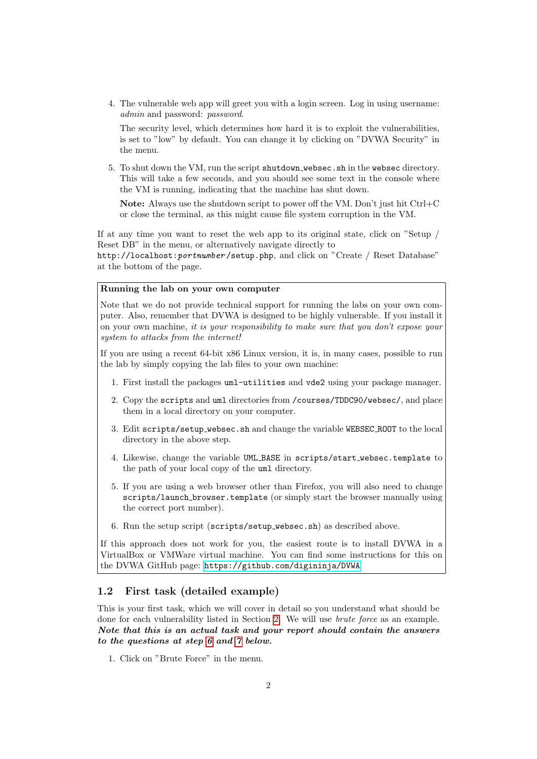4. The vulnerable web app will greet you with a login screen. Log in using username: *admin* and password: *password*.

   The security level, which determines how hard it is to exploit the vulnerabilities, is set to "low" by default. You can change it by clicking on "DVWA Security" in the menu.

5. To shut down the VM, run the script `shutdown_websec.sh` in the `websec` directory. This will take a few seconds, and you should see some text in the console where the VM is running, indicating that the machine has shut down.

   **Note:** Always use the shutdown script to power off the VM. Don't just hit Ctrl+C or close the terminal, as this might cause file system corruption in the VM.

If at any time you want to reset the web app to its original state, click on "Setup / Reset DB" in the menu, or alternatively navigate directly to `http://localhost:`*`portnumber`*`/setup.php`, and click on "Create / Reset Database" at the bottom of the page.

> **Running the lab on your own computer**
>
> Note that we do not provide technical support for running the labs on your own computer. Also, remember that DVWA is designed to be highly vulnerable. If you install it on your own machine, *it is your responsibility to make sure that you don't expose your system to attacks from the internet!*
>
> If you are using a recent 64-bit x86 Linux version, it is, in many cases, possible to run the lab by simply copying the lab files to your own machine:
>
> 1. First install the packages `uml-utilities` and `vde2` using your package manager.
> 2. Copy the `scripts` and `uml` directories from `/courses/TDDC90/websec/`, and place them in a local directory on your computer.
> 3. Edit `scripts/setup_websec.sh` and change the variable `WEBSEC_ROOT` to the local directory in the above step.
> 4. Likewise, change the variable `UML_BASE` in `scripts/start_websec.template` to the path of your local copy of the `uml` directory.
> 5. If you are using a web browser other than Firefox, you will also need to change `scripts/launch_browser.template` (or simply start the browser manually using the correct port number).
> 6. Run the setup script (`scripts/setup_websec.sh`) as described above.
>
> If this approach does not work for you, the easiest route is to install DVWA in a VirtualBox or VMWare virtual machine. You can find some instructions for this on the DVWA GitHub page: `https://github.com/digininja/DVWA`

## 1.2 First task (detailed example)

This is your first task, which we will cover in detail so you understand what should be done for each vulnerability listed in Section 2. We will use *brute force* as an example. ***Note that this is an actual task and your report should contain the answers to the questions at step 6 and 7 below.***

1. Click on "Brute Force" in the menu.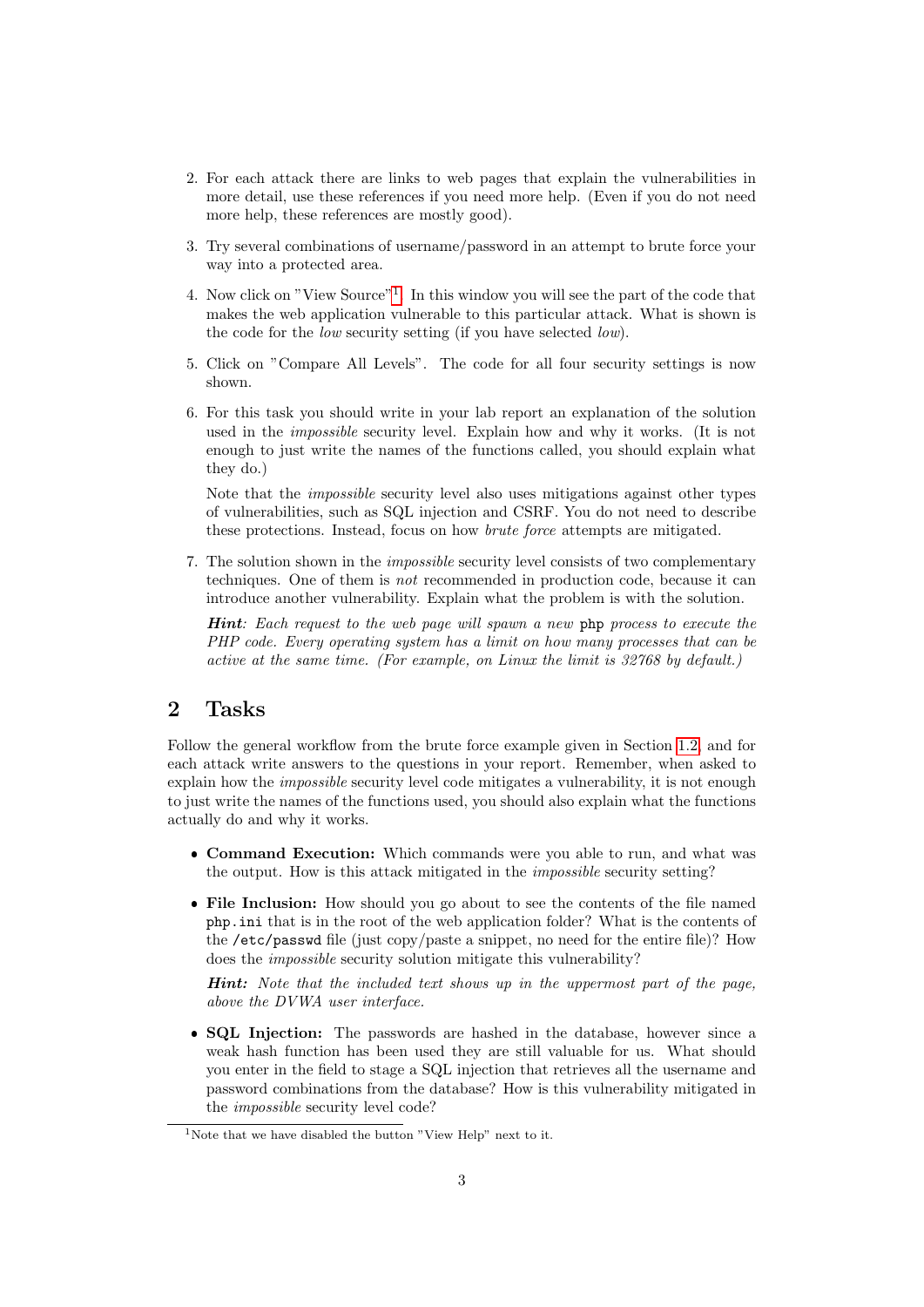2. For each attack there are links to web pages that explain the vulnerabilities in more detail, use these references if you need more help. (Even if you do not need more help, these references are mostly good).

3. Try several combinations of username/password in an attempt to brute force your way into a protected area.

4. Now click on "View Source"[1]. In this window you will see the part of the code that makes the web application vulnerable to this particular attack. What is shown is the code for the *low* security setting (if you have selected *low*).

5. Click on "Compare All Levels". The code for all four security settings is now shown.

6. For this task you should write in your lab report an explanation of the solution used in the *impossible* security level. Explain how and why it works. (It is not enough to just write the names of the functions called, you should explain what they do.)

   Note that the *impossible* security level also uses mitigations against other types of vulnerabilities, such as SQL injection and CSRF. You do not need to describe these protections. Instead, focus on how *brute force* attempts are mitigated.

7. The solution shown in the *impossible* security level consists of two complementary techniques. One of them is *not* recommended in production code, because it can introduce another vulnerability. Explain what the problem is with the solution.

   ***Hint****: Each request to the web page will spawn a new* `php` *process to execute the PHP code. Every operating system has a limit on how many processes that can be active at the same time. (For example, on Linux the limit is 32768 by default.)*

## 2 Tasks

Follow the general workflow from the brute force example given in Section 1.2, and for each attack write answers to the questions in your report. Remember, when asked to explain how the *impossible* security level code mitigates a vulnerability, it is not enough to just write the names of the functions used, you should also explain what the functions actually do and why it works.

- **Command Execution:** Which commands were you able to run, and what was the output. How is this attack mitigated in the *impossible* security setting?
- **File Inclusion:** How should you go about to see the contents of the file named `php.ini` that is in the root of the web application folder? What is the contents of the `/etc/passwd` file (just copy/paste a snippet, no need for the entire file)? How does the *impossible* security solution mitigate this vulnerability?

  ***Hint:*** *Note that the included text shows up in the uppermost part of the page, above the DVWA user interface.*
- **SQL Injection:** The passwords are hashed in the database, however since a weak hash function has been used they are still valuable for us. What should you enter in the field to stage a SQL injection that retrieves all the username and password combinations from the database? How is this vulnerability mitigated in the *impossible* security level code?

[1] Note that we have disabled the button "View Help" next to it.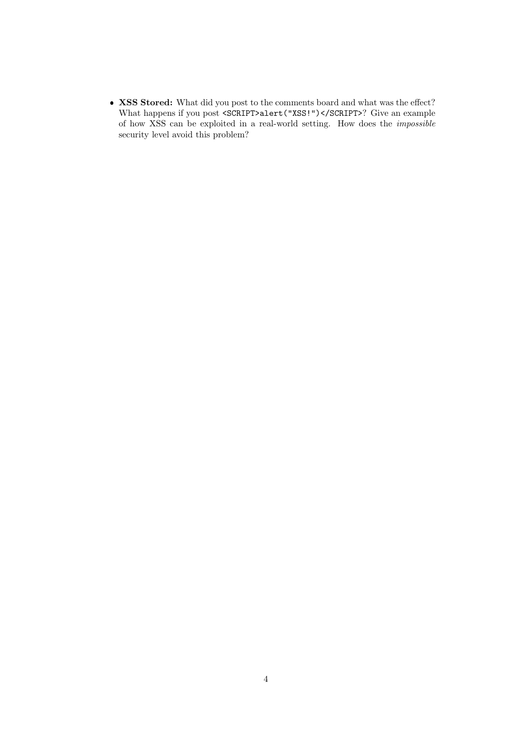- **XSS Stored:** What did you post to the comments board and what was the effect? What happens if you post `<SCRIPT>alert("XSS!")</SCRIPT>`? Give an example of how XSS can be exploited in a real-world setting. How does the *impossible* security level avoid this problem?